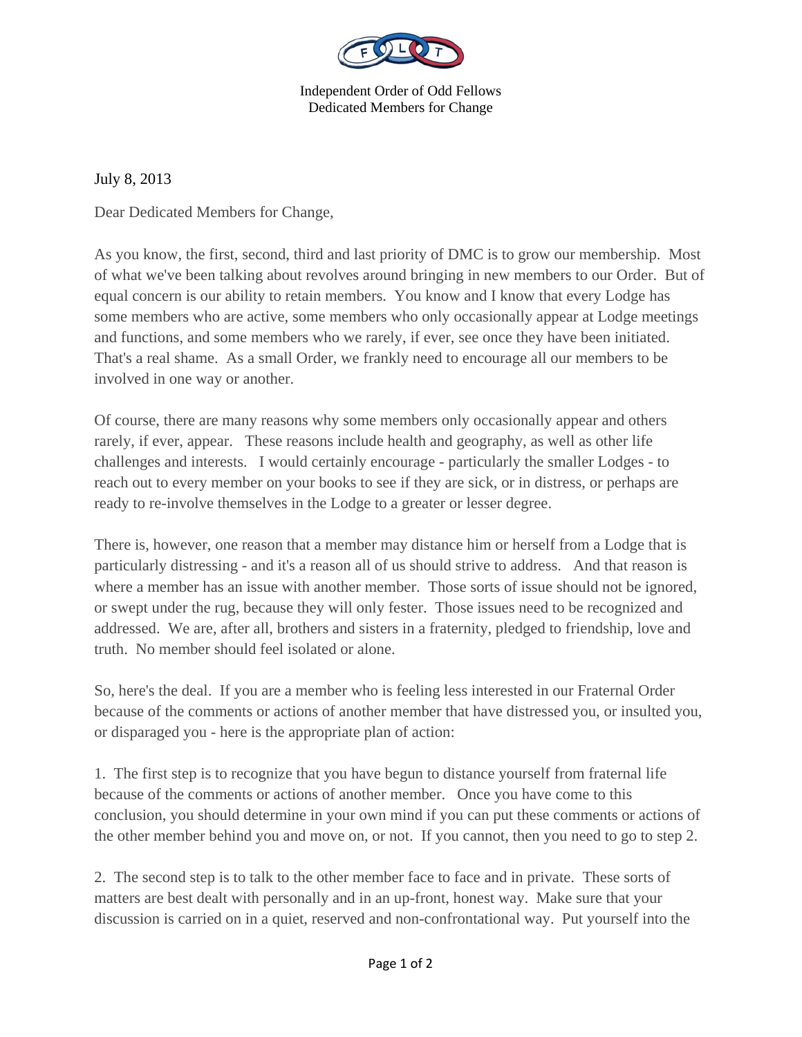Independent Order of Odd Fellows
Dedicated Members for Change

July 8, 2013

Dear Dedicated Members for Change,

As you know, the first, second, third and last priority of DMC is to grow our membership. Most of what we've been talking about revolves around bringing in new members to our Order. But of equal concern is our ability to retain members. You know and I know that every Lodge has some members who are active, some members who only occasionally appear at Lodge meetings and functions, and some members who we rarely, if ever, see once they have been initiated. That's a real shame. As a small Order, we frankly need to encourage all our members to be involved in one way or another.

Of course, there are many reasons why some members only occasionally appear and others rarely, if ever, appear. These reasons include health and geography, as well as other life challenges and interests. I would certainly encourage - particularly the smaller Lodges - to reach out to every member on your books to see if they are sick, or in distress, or perhaps are ready to re-involve themselves in the Lodge to a greater or lesser degree.

There is, however, one reason that a member may distance him or herself from a Lodge that is particularly distressing - and it's a reason all of us should strive to address. And that reason is where a member has an issue with another member. Those sorts of issue should not be ignored, or swept under the rug, because they will only fester. Those issues need to be recognized and addressed. We are, after all, brothers and sisters in a fraternity, pledged to friendship, love and truth. No member should feel isolated or alone.

So, here's the deal. If you are a member who is feeling less interested in our Fraternal Order because of the comments or actions of another member that have distressed you, or insulted you, or disparaged you - here is the appropriate plan of action:

1. The first step is to recognize that you have begun to distance yourself from fraternal life because of the comments or actions of another member. Once you have come to this conclusion, you should determine in your own mind if you can put these comments or actions of the other member behind you and move on, or not. If you cannot, then you need to go to step 2.

2. The second step is to talk to the other member face to face and in private. These sorts of matters are best dealt with personally and in an up-front, honest way. Make sure that your discussion is carried on in a quiet, reserved and non-confrontational way. Put yourself into the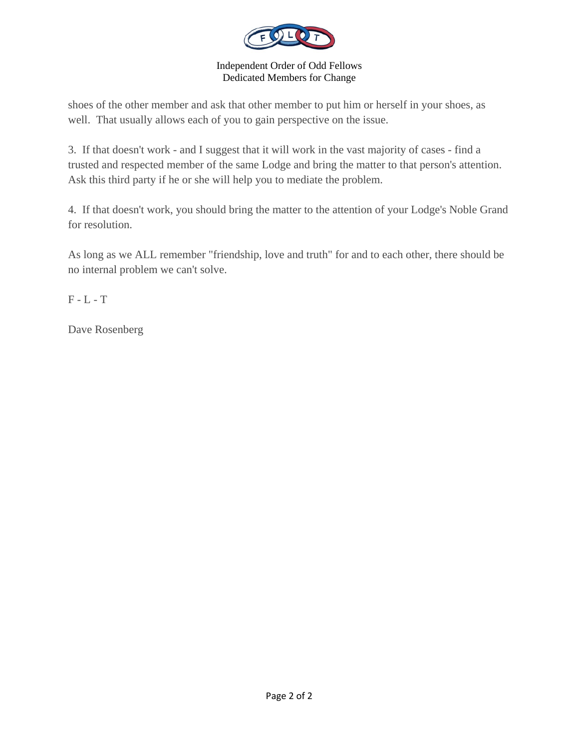shoes of the other member and ask that other member to put him or herself in your shoes, as well. That usually allows each of you to gain perspective on the issue.

3. If that doesn't work - and I suggest that it will work in the vast majority of cases - find a trusted and respected member of the same Lodge and bring the matter to that person's attention. Ask this third party if he or she will help you to mediate the problem.

4. If that doesn't work, you should bring the matter to the attention of your Lodge's Noble Grand for resolution.

As long as we ALL remember "friendship, love and truth" for and to each other, there should be no internal problem we can't solve.

F - L - T

Dave Rosenberg